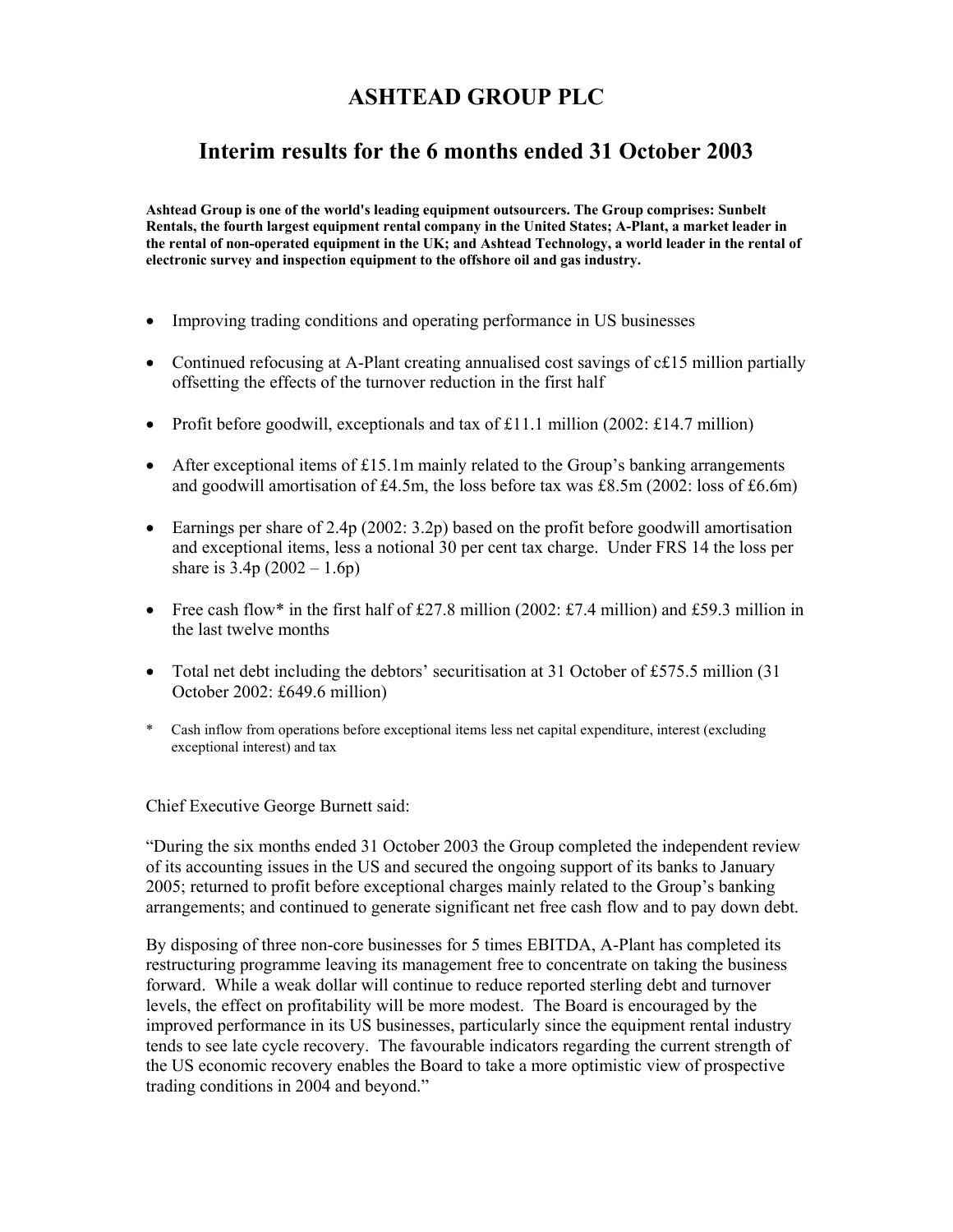# ASHTEAD GROUP PLC

## Interim results for the 6 months ended 31 October 2003

**Ashtead Group is one of the world's leading equipment outsourcers. The Group comprises: Sunbelt Rentals, the fourth largest equipment rental company in the United States; A-Plant, a market leader in the rental of non-operated equipment in the UK; and Ashtead Technology, a world leader in the rental of electronic survey and inspection equipment to the offshore oil and gas industry.**

- Improving trading conditions and operating performance in US businesses
- Continued refocusing at A-Plant creating annualised cost savings of c£15 million partially offsetting the effects of the turnover reduction in the first half
- Profit before goodwill, exceptionals and tax of £11.1 million (2002: £14.7 million)
- After exceptional items of £15.1m mainly related to the Group's banking arrangements and goodwill amortisation of £4.5m, the loss before tax was £8.5m (2002: loss of £6.6m)
- Earnings per share of 2.4p (2002: 3.2p) based on the profit before goodwill amortisation and exceptional items, less a notional 30 per cent tax charge. Under FRS 14 the loss per share is 3.4p (2002 – 1.6p)
- Free cash flow* in the first half of £27.8 million (2002: £7.4 million) and £59.3 million in the last twelve months
- Total net debt including the debtors' securitisation at 31 October of £575.5 million (31 October 2002: £649.6 million)

\* Cash inflow from operations before exceptional items less net capital expenditure, interest (excluding exceptional interest) and tax

Chief Executive George Burnett said:

"During the six months ended 31 October 2003 the Group completed the independent review of its accounting issues in the US and secured the ongoing support of its banks to January 2005; returned to profit before exceptional charges mainly related to the Group's banking arrangements; and continued to generate significant net free cash flow and to pay down debt.

By disposing of three non-core businesses for 5 times EBITDA, A-Plant has completed its restructuring programme leaving its management free to concentrate on taking the business forward. While a weak dollar will continue to reduce reported sterling debt and turnover levels, the effect on profitability will be more modest. The Board is encouraged by the improved performance in its US businesses, particularly since the equipment rental industry tends to see late cycle recovery. The favourable indicators regarding the current strength of the US economic recovery enables the Board to take a more optimistic view of prospective trading conditions in 2004 and beyond."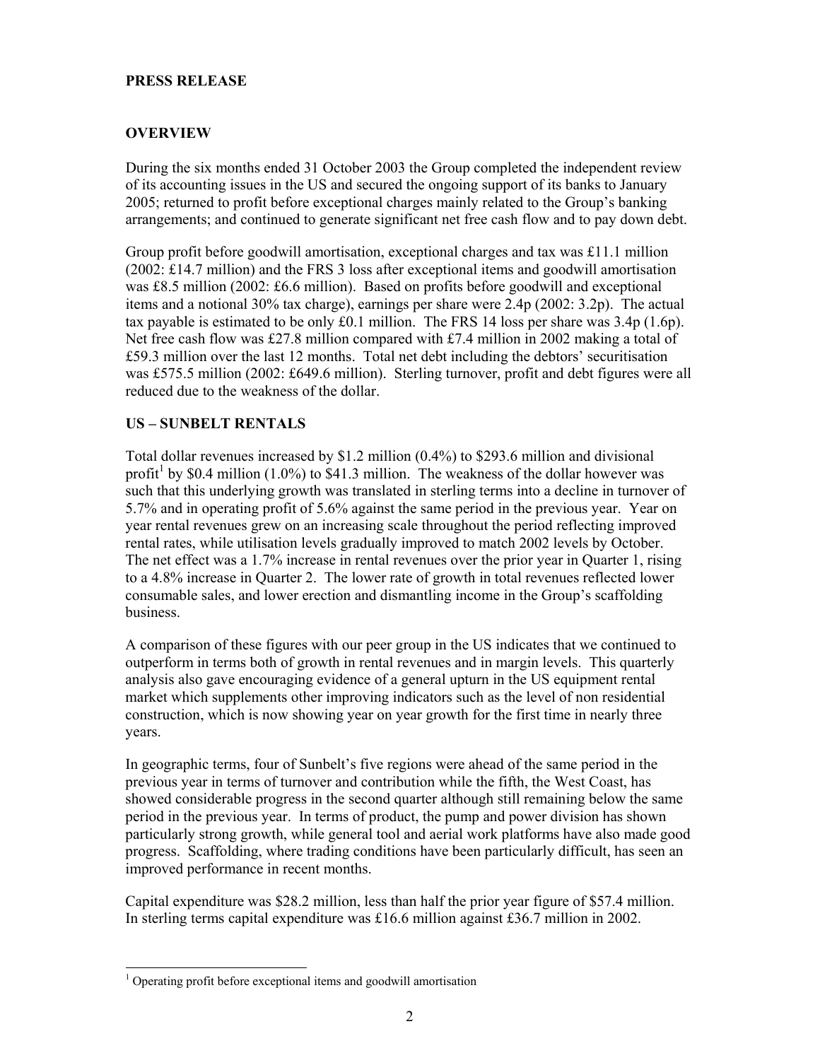**PRESS RELEASE**

## OVERVIEW

During the six months ended 31 October 2003 the Group completed the independent review of its accounting issues in the US and secured the ongoing support of its banks to January 2005; returned to profit before exceptional charges mainly related to the Group's banking arrangements; and continued to generate significant net free cash flow and to pay down debt.

Group profit before goodwill amortisation, exceptional charges and tax was £11.1 million (2002: £14.7 million) and the FRS 3 loss after exceptional items and goodwill amortisation was £8.5 million (2002: £6.6 million). Based on profits before goodwill and exceptional items and a notional 30% tax charge), earnings per share were 2.4p (2002: 3.2p). The actual tax payable is estimated to be only £0.1 million. The FRS 14 loss per share was 3.4p (1.6p). Net free cash flow was £27.8 million compared with £7.4 million in 2002 making a total of £59.3 million over the last 12 months. Total net debt including the debtors' securitisation was £575.5 million (2002: £649.6 million). Sterling turnover, profit and debt figures were all reduced due to the weakness of the dollar.

## US – SUNBELT RENTALS

Total dollar revenues increased by $1.2 million (0.4%) to $293.6 million and divisional profit[1] by $0.4 million (1.0%) to $41.3 million. The weakness of the dollar however was such that this underlying growth was translated in sterling terms into a decline in turnover of 5.7% and in operating profit of 5.6% against the same period in the previous year. Year on year rental revenues grew on an increasing scale throughout the period reflecting improved rental rates, while utilisation levels gradually improved to match 2002 levels by October. The net effect was a 1.7% increase in rental revenues over the prior year in Quarter 1, rising to a 4.8% increase in Quarter 2. The lower rate of growth in total revenues reflected lower consumable sales, and lower erection and dismantling income in the Group's scaffolding business.

A comparison of these figures with our peer group in the US indicates that we continued to outperform in terms both of growth in rental revenues and in margin levels. This quarterly analysis also gave encouraging evidence of a general upturn in the US equipment rental market which supplements other improving indicators such as the level of non residential construction, which is now showing year on year growth for the first time in nearly three years.

In geographic terms, four of Sunbelt's five regions were ahead of the same period in the previous year in terms of turnover and contribution while the fifth, the West Coast, has showed considerable progress in the second quarter although still remaining below the same period in the previous year. In terms of product, the pump and power division has shown particularly strong growth, while general tool and aerial work platforms have also made good progress. Scaffolding, where trading conditions have been particularly difficult, has seen an improved performance in recent months.

Capital expenditure was $28.2 million, less than half the prior year figure of $57.4 million. In sterling terms capital expenditure was £16.6 million against £36.7 million in 2002.

[1] Operating profit before exceptional items and goodwill amortisation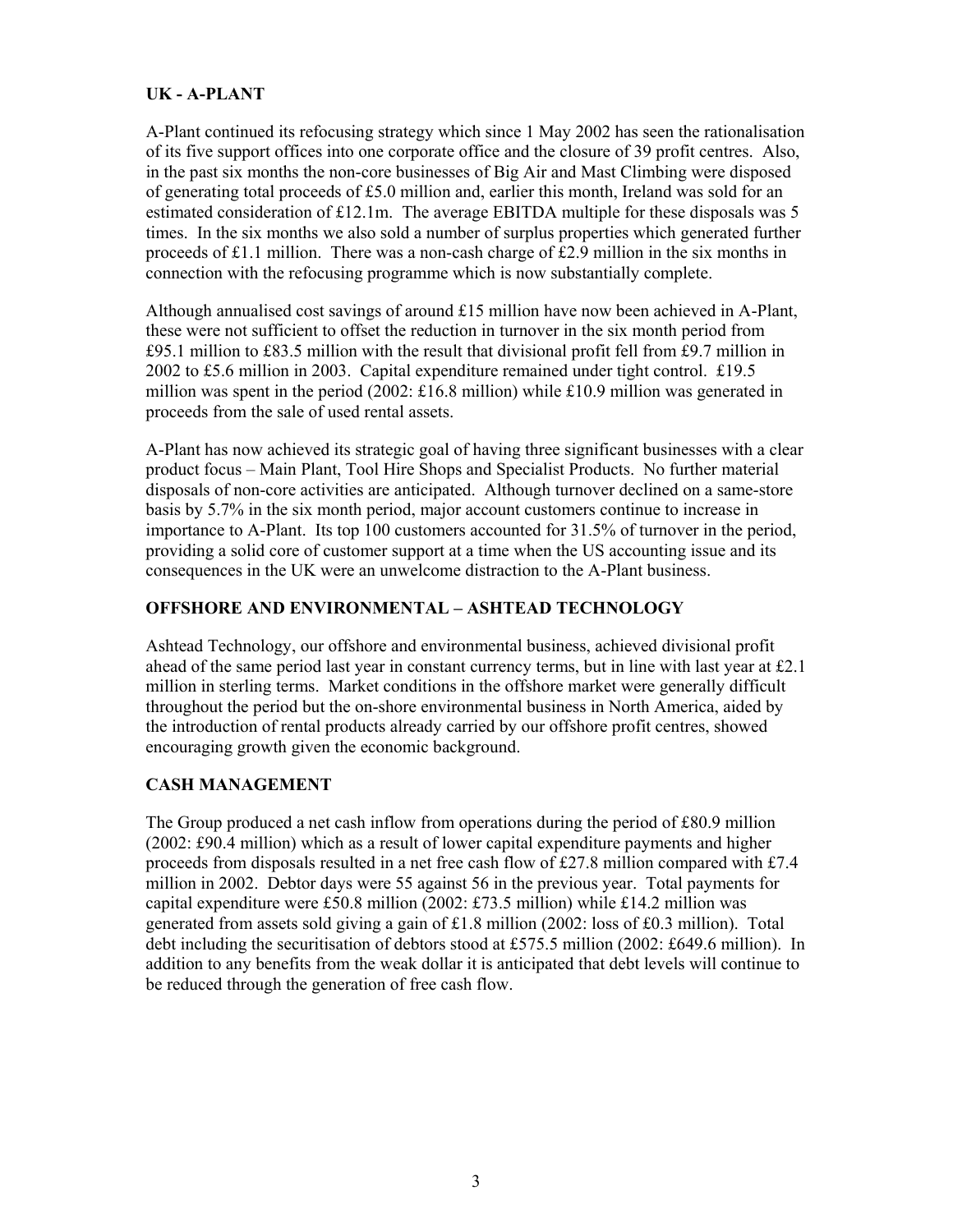## UK - A-PLANT

A-Plant continued its refocusing strategy which since 1 May 2002 has seen the rationalisation of its five support offices into one corporate office and the closure of 39 profit centres. Also, in the past six months the non-core businesses of Big Air and Mast Climbing were disposed of generating total proceeds of £5.0 million and, earlier this month, Ireland was sold for an estimated consideration of £12.1m. The average EBITDA multiple for these disposals was 5 times. In the six months we also sold a number of surplus properties which generated further proceeds of £1.1 million. There was a non-cash charge of £2.9 million in the six months in connection with the refocusing programme which is now substantially complete.

Although annualised cost savings of around £15 million have now been achieved in A-Plant, these were not sufficient to offset the reduction in turnover in the six month period from £95.1 million to £83.5 million with the result that divisional profit fell from £9.7 million in 2002 to £5.6 million in 2003. Capital expenditure remained under tight control. £19.5 million was spent in the period (2002: £16.8 million) while £10.9 million was generated in proceeds from the sale of used rental assets.

A-Plant has now achieved its strategic goal of having three significant businesses with a clear product focus – Main Plant, Tool Hire Shops and Specialist Products. No further material disposals of non-core activities are anticipated. Although turnover declined on a same-store basis by 5.7% in the six month period, major account customers continue to increase in importance to A-Plant. Its top 100 customers accounted for 31.5% of turnover in the period, providing a solid core of customer support at a time when the US accounting issue and its consequences in the UK were an unwelcome distraction to the A-Plant business.

## OFFSHORE AND ENVIRONMENTAL – ASHTEAD TECHNOLOGY

Ashtead Technology, our offshore and environmental business, achieved divisional profit ahead of the same period last year in constant currency terms, but in line with last year at £2.1 million in sterling terms. Market conditions in the offshore market were generally difficult throughout the period but the on-shore environmental business in North America, aided by the introduction of rental products already carried by our offshore profit centres, showed encouraging growth given the economic background.

## CASH MANAGEMENT

The Group produced a net cash inflow from operations during the period of £80.9 million (2002: £90.4 million) which as a result of lower capital expenditure payments and higher proceeds from disposals resulted in a net free cash flow of £27.8 million compared with £7.4 million in 2002. Debtor days were 55 against 56 in the previous year. Total payments for capital expenditure were £50.8 million (2002: £73.5 million) while £14.2 million was generated from assets sold giving a gain of £1.8 million (2002: loss of £0.3 million). Total debt including the securitisation of debtors stood at £575.5 million (2002: £649.6 million). In addition to any benefits from the weak dollar it is anticipated that debt levels will continue to be reduced through the generation of free cash flow.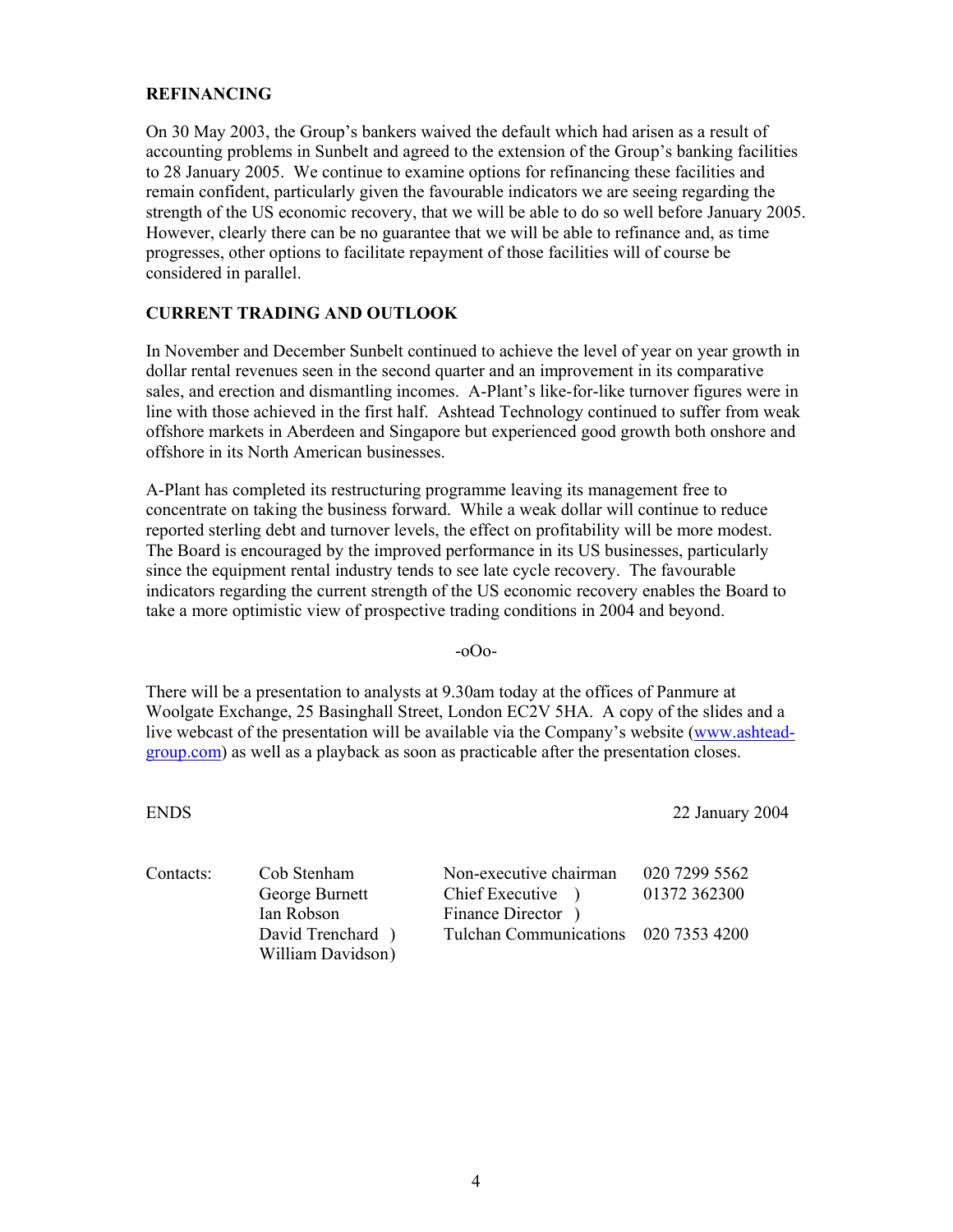## REFINANCING

On 30 May 2003, the Group's bankers waived the default which had arisen as a result of accounting problems in Sunbelt and agreed to the extension of the Group's banking facilities to 28 January 2005. We continue to examine options for refinancing these facilities and remain confident, particularly given the favourable indicators we are seeing regarding the strength of the US economic recovery, that we will be able to do so well before January 2005. However, clearly there can be no guarantee that we will be able to refinance and, as time progresses, other options to facilitate repayment of those facilities will of course be considered in parallel.

## CURRENT TRADING AND OUTLOOK

In November and December Sunbelt continued to achieve the level of year on year growth in dollar rental revenues seen in the second quarter and an improvement in its comparative sales, and erection and dismantling incomes. A-Plant's like-for-like turnover figures were in line with those achieved in the first half. Ashtead Technology continued to suffer from weak offshore markets in Aberdeen and Singapore but experienced good growth both onshore and offshore in its North American businesses.

A-Plant has completed its restructuring programme leaving its management free to concentrate on taking the business forward. While a weak dollar will continue to reduce reported sterling debt and turnover levels, the effect on profitability will be more modest. The Board is encouraged by the improved performance in its US businesses, particularly since the equipment rental industry tends to see late cycle recovery. The favourable indicators regarding the current strength of the US economic recovery enables the Board to take a more optimistic view of prospective trading conditions in 2004 and beyond.

-oOo-

There will be a presentation to analysts at 9.30am today at the offices of Panmure at Woolgate Exchange, 25 Basinghall Street, London EC2V 5HA. A copy of the slides and a live webcast of the presentation will be available via the Company's website (www.ashtead-group.com) as well as a playback as soon as practicable after the presentation closes.

ENDS 22 January 2004

| Contacts: | Cob Stenham | Non-executive chairman | 020 7299 5562 |
|---|---|---|---|
| | George Burnett | Chief Executive ) | 01372 362300 |
| | Ian Robson | Finance Director ) | |
| | David Trenchard ) | Tulchan Communications | 020 7353 4200 |
| | William Davidson) | | |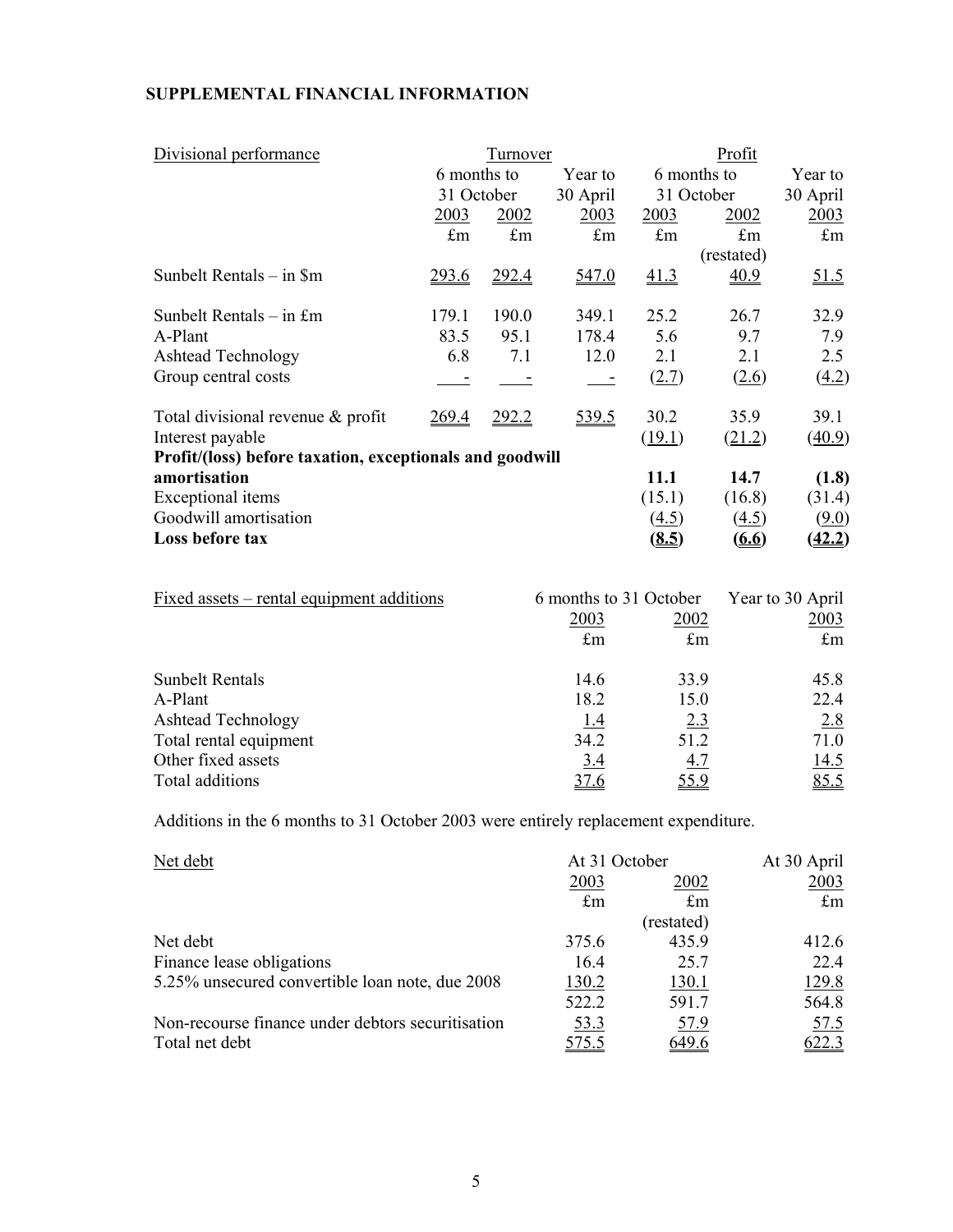## SUPPLEMENTAL FINANCIAL INFORMATION

| Divisional performance | Turnover | | | Profit | | |
|---|---|---|---|---|---|---|
| | 6 months to 31 October | | Year to 30 April | 6 months to 31 October | | Year to 30 April |
| | 2003 | 2002 | 2003 | 2003 | 2002 | 2003 |
| | £m | £m | £m | £m | £m (restated) | £m |
| Sunbelt Rentals – in $m | 293.6 | 292.4 | 547.0 | 41.3 | 40.9 | 51.5 |
| Sunbelt Rentals – in £m | 179.1 | 190.0 | 349.1 | 25.2 | 26.7 | 32.9 |
| A-Plant | 83.5 | 95.1 | 178.4 | 5.6 | 9.7 | 7.9 |
| Ashtead Technology | 6.8 | 7.1 | 12.0 | 2.1 | 2.1 | 2.5 |
| Group central costs | - | - | - | (2.7) | (2.6) | (4.2) |
| Total divisional revenue & profit | 269.4 | 292.2 | 539.5 | 30.2 | 35.9 | 39.1 |
| Interest payable | | | | (19.1) | (21.2) | (40.9) |
| **Profit/(loss) before taxation, exceptionals and goodwill amortisation** | | | | **11.1** | **14.7** | **(1.8)** |
| Exceptional items | | | | (15.1) | (16.8) | (31.4) |
| Goodwill amortisation | | | | (4.5) | (4.5) | (9.0) |
| **Loss before tax** | | | | **(8.5)** | **(6.6)** | **(42.2)** |

| Fixed assets – rental equipment additions | 6 months to 31 October | | Year to 30 April |
|---|---|---|---|
| | 2003 | 2002 | 2003 |
| | £m | £m | £m |
| Sunbelt Rentals | 14.6 | 33.9 | 45.8 |
| A-Plant | 18.2 | 15.0 | 22.4 |
| Ashtead Technology | 1.4 | 2.3 | 2.8 |
| Total rental equipment | 34.2 | 51.2 | 71.0 |
| Other fixed assets | 3.4 | 4.7 | 14.5 |
| Total additions | 37.6 | 55.9 | 85.5 |

Additions in the 6 months to 31 October 2003 were entirely replacement expenditure.

| Net debt | At 31 October | | At 30 April |
|---|---|---|---|
| | 2003 | 2002 | 2003 |
| | £m | £m (restated) | £m |
| Net debt | 375.6 | 435.9 | 412.6 |
| Finance lease obligations | 16.4 | 25.7 | 22.4 |
| 5.25% unsecured convertible loan note, due 2008 | 130.2 | 130.1 | 129.8 |
| | 522.2 | 591.7 | 564.8 |
| Non-recourse finance under debtors securitisation | 53.3 | 57.9 | 57.5 |
| Total net debt | 575.5 | 649.6 | 622.3 |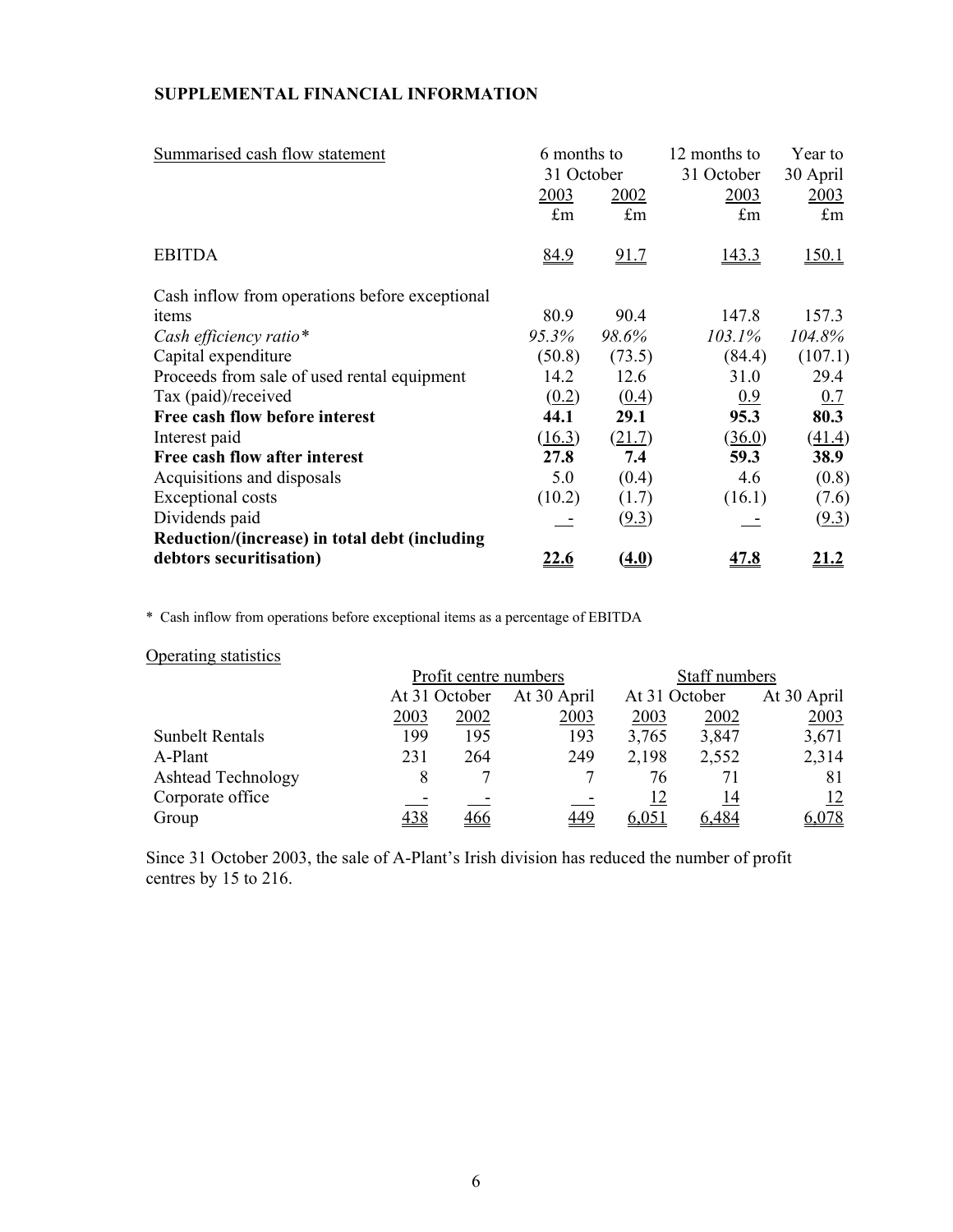## SUPPLEMENTAL FINANCIAL INFORMATION

| Summarised cash flow statement | 6 months to 31 October 2003 £m | 6 months to 31 October 2002 £m | 12 months to 31 October 2003 £m | Year to 30 April 2003 £m |
|---|---|---|---|---|
| EBITDA | 84.9 | 91.7 | 143.3 | 150.1 |
| Cash inflow from operations before exceptional items | 80.9 | 90.4 | 147.8 | 157.3 |
| *Cash efficiency ratio** | *95.3%* | *98.6%* | *103.1%* | *104.8%* |
| Capital expenditure | (50.8) | (73.5) | (84.4) | (107.1) |
| Proceeds from sale of used rental equipment | 14.2 | 12.6 | 31.0 | 29.4 |
| Tax (paid)/received | (0.2) | (0.4) | 0.9 | 0.7 |
| **Free cash flow before interest** | **44.1** | **29.1** | **95.3** | **80.3** |
| Interest paid | (16.3) | (21.7) | (36.0) | (41.4) |
| **Free cash flow after interest** | **27.8** | **7.4** | **59.3** | **38.9** |
| Acquisitions and disposals | 5.0 | (0.4) | 4.6 | (0.8) |
| Exceptional costs | (10.2) | (1.7) | (16.1) | (7.6) |
| Dividends paid | - | (9.3) | - | (9.3) |
| **Reduction/(increase) in total debt (including debtors securitisation)** | **22.6** | **(4.0)** | **47.8** | **21.2** |

\* Cash inflow from operations before exceptional items as a percentage of EBITDA

Operating statistics

| | Profit centre numbers | | | Staff numbers | | |
|---|---|---|---|---|---|---|
| | At 31 October | | At 30 April | At 31 October | | At 30 April |
| | 2003 | 2002 | 2003 | 2003 | 2002 | 2003 |
| Sunbelt Rentals | 199 | 195 | 193 | 3,765 | 3,847 | 3,671 |
| A-Plant | 231 | 264 | 249 | 2,198 | 2,552 | 2,314 |
| Ashtead Technology | 8 | 7 | 7 | 76 | 71 | 81 |
| Corporate office | - | - | - | 12 | 14 | 12 |
| Group | 438 | 466 | 449 | 6,051 | 6,484 | 6,078 |

Since 31 October 2003, the sale of A-Plant's Irish division has reduced the number of profit centres by 15 to 216.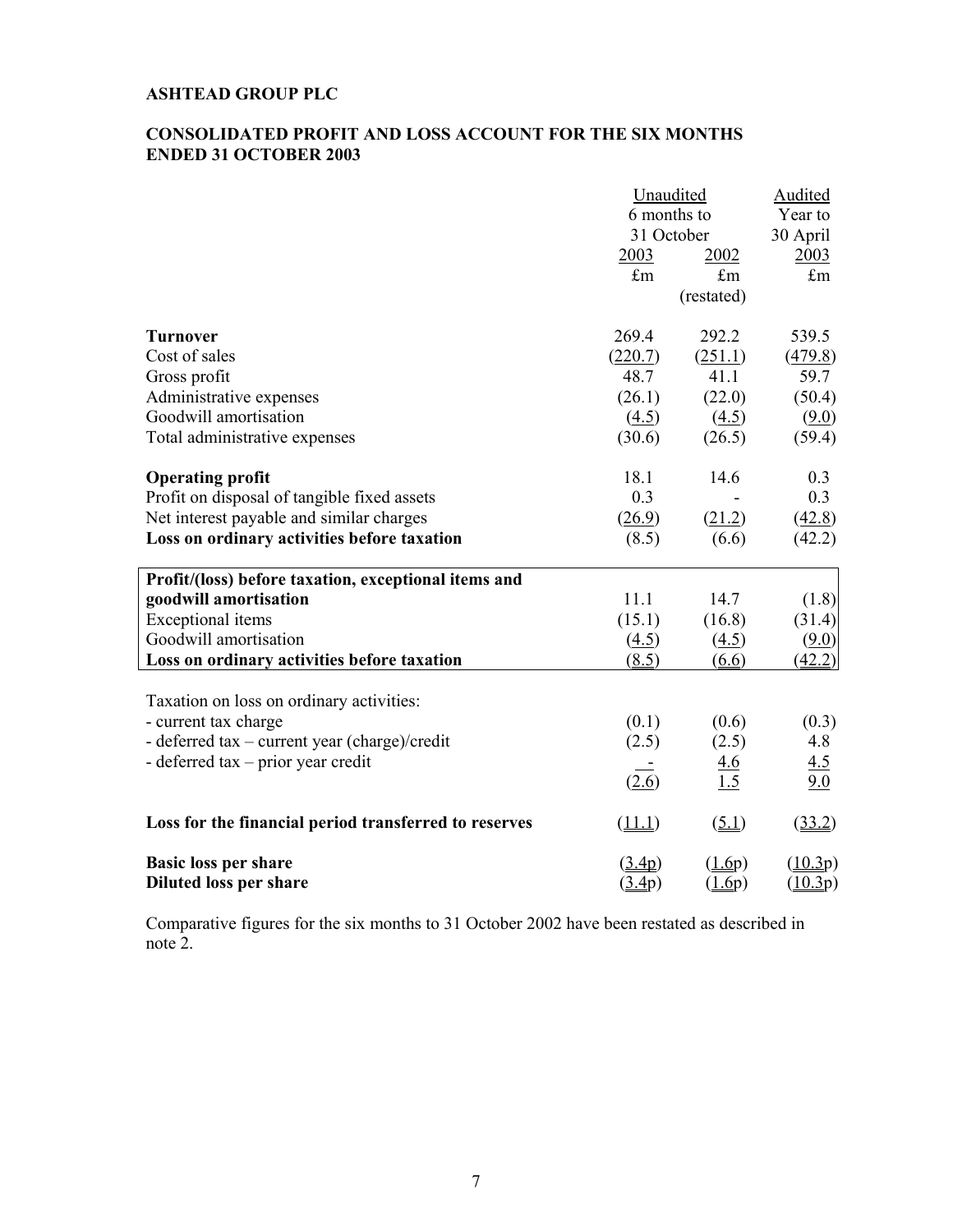**ASHTEAD GROUP PLC**

**CONSOLIDATED PROFIT AND LOSS ACCOUNT FOR THE SIX MONTHS ENDED 31 OCTOBER 2003**

| | Unaudited 6 months to 31 October | | Audited Year to 30 April |
|---|---|---|---|
| | 2003 | 2002 | 2003 |
| | £m | £m (restated) | £m |
| **Turnover** | 269.4 | 292.2 | 539.5 |
| Cost of sales | (220.7) | (251.1) | (479.8) |
| Gross profit | 48.7 | 41.1 | 59.7 |
| Administrative expenses | (26.1) | (22.0) | (50.4) |
| Goodwill amortisation | (4.5) | (4.5) | (9.0) |
| Total administrative expenses | (30.6) | (26.5) | (59.4) |
| **Operating profit** | 18.1 | 14.6 | 0.3 |
| Profit on disposal of tangible fixed assets | 0.3 | - | 0.3 |
| Net interest payable and similar charges | (26.9) | (21.2) | (42.8) |
| **Loss on ordinary activities before taxation** | (8.5) | (6.6) | (42.2) |
| **Profit/(loss) before taxation, exceptional items and goodwill amortisation** | 11.1 | 14.7 | (1.8) |
| Exceptional items | (15.1) | (16.8) | (31.4) |
| Goodwill amortisation | (4.5) | (4.5) | (9.0) |
| **Loss on ordinary activities before taxation** | (8.5) | (6.6) | (42.2) |
| Taxation on loss on ordinary activities: | | | |
| - current tax charge | (0.1) | (0.6) | (0.3) |
| - deferred tax – current year (charge)/credit | (2.5) | (2.5) | 4.8 |
| - deferred tax – prior year credit | - | 4.6 | 4.5 |
| | (2.6) | 1.5 | 9.0 |
| **Loss for the financial period transferred to reserves** | (11.1) | (5.1) | (33.2) |
| **Basic loss per share** | (3.4p) | (1.6p) | (10.3p) |
| **Diluted loss per share** | (3.4p) | (1.6p) | (10.3p) |

Comparative figures for the six months to 31 October 2002 have been restated as described in note 2.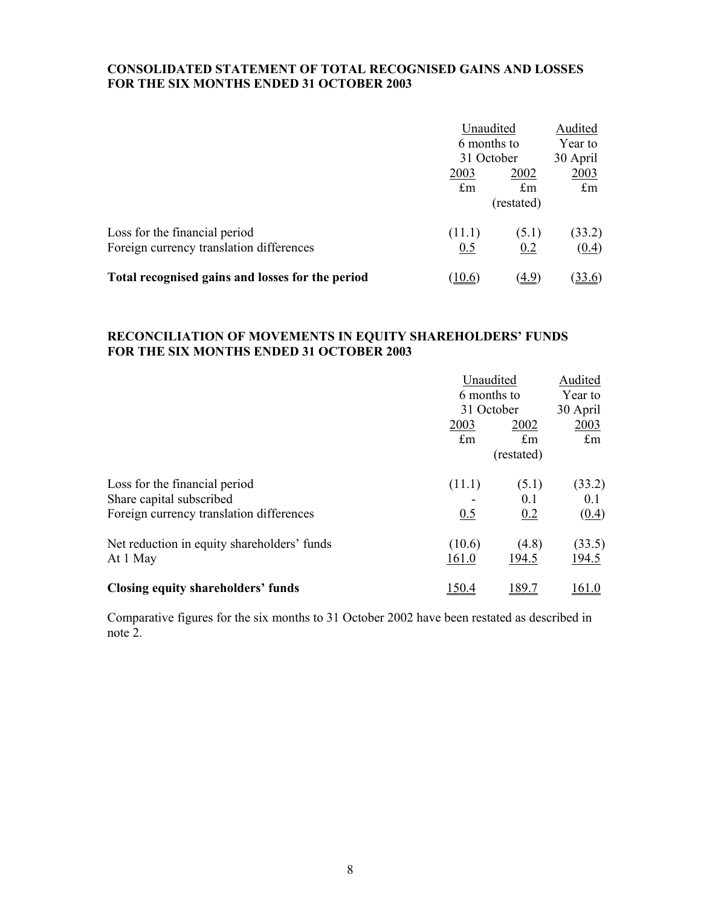## CONSOLIDATED STATEMENT OF TOTAL RECOGNISED GAINS AND LOSSES FOR THE SIX MONTHS ENDED 31 OCTOBER 2003

| | Unaudited 6 months to 31 October | | Audited Year to 30 April |
|---|---|---|---|
| | 2003 | 2002 | 2003 |
| | £m | £m (restated) | £m |
| Loss for the financial period | (11.1) | (5.1) | (33.2) |
| Foreign currency translation differences | 0.5 | 0.2 | (0.4) |
| **Total recognised gains and losses for the period** | (10.6) | (4.9) | (33.6) |

## RECONCILIATION OF MOVEMENTS IN EQUITY SHAREHOLDERS' FUNDS FOR THE SIX MONTHS ENDED 31 OCTOBER 2003

| | Unaudited 6 months to 31 October | | Audited Year to 30 April |
|---|---|---|---|
| | 2003 | 2002 | 2003 |
| | £m | £m (restated) | £m |
| Loss for the financial period | (11.1) | (5.1) | (33.2) |
| Share capital subscribed | - | 0.1 | 0.1 |
| Foreign currency translation differences | 0.5 | 0.2 | (0.4) |
| Net reduction in equity shareholders' funds | (10.6) | (4.8) | (33.5) |
| At 1 May | 161.0 | 194.5 | 194.5 |
| **Closing equity shareholders' funds** | 150.4 | 189.7 | 161.0 |

Comparative figures for the six months to 31 October 2002 have been restated as described in note 2.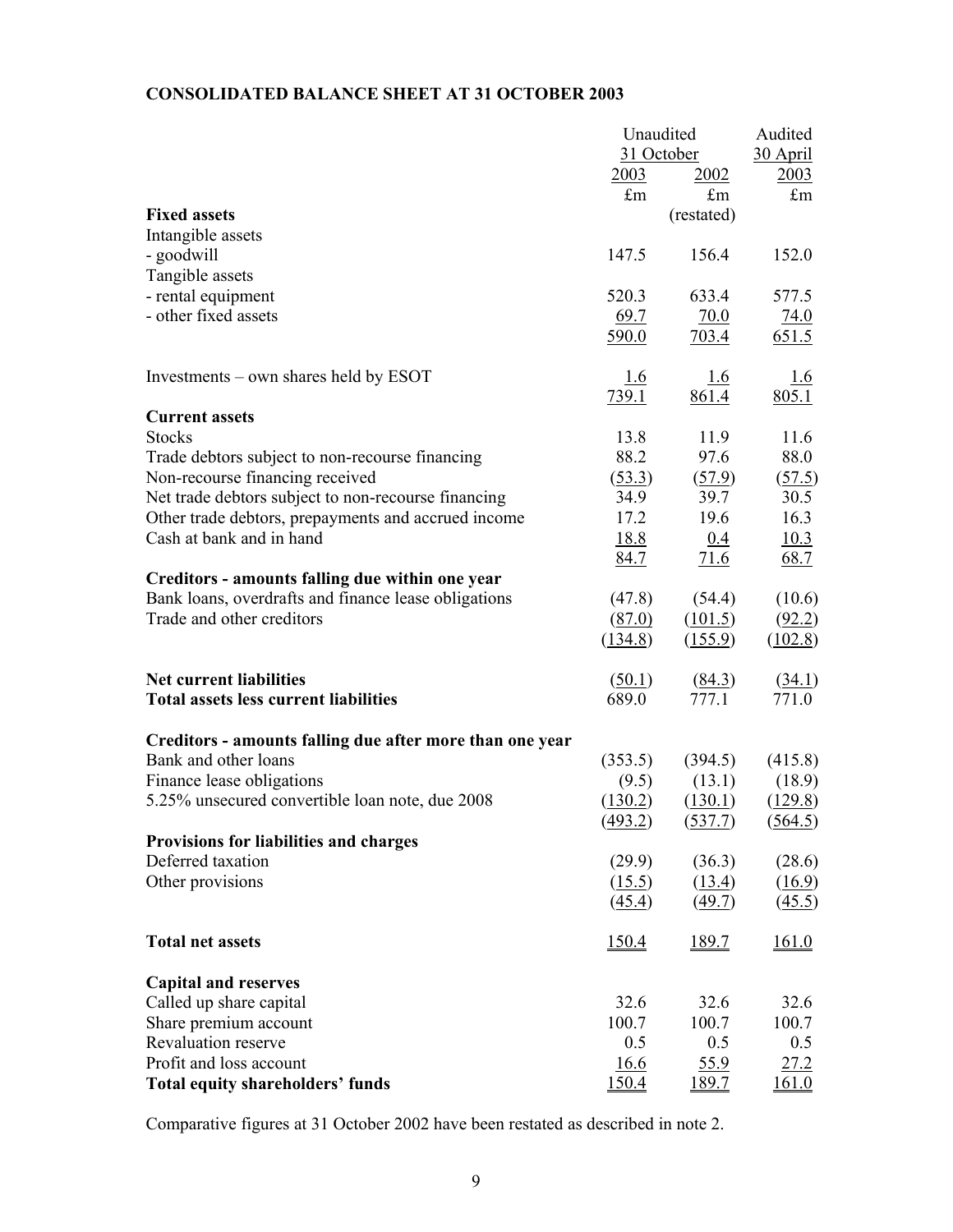## CONSOLIDATED BALANCE SHEET AT 31 OCTOBER 2003

| | Unaudited | | Audited |
|---|---|---|---|
| | 31 October | | 30 April |
| | 2003 | 2002 | 2003 |
| | £m | £m | £m |
| **Fixed assets** | | (restated) | |
| Intangible assets | | | |
| - goodwill | 147.5 | 156.4 | 152.0 |
| Tangible assets | | | |
| - rental equipment | 520.3 | 633.4 | 577.5 |
| - other fixed assets | 69.7 | 70.0 | 74.0 |
| | 590.0 | 703.4 | 651.5 |
| Investments – own shares held by ESOT | 1.6 | 1.6 | 1.6 |
| | 739.1 | 861.4 | 805.1 |
| **Current assets** | | | |
| Stocks | 13.8 | 11.9 | 11.6 |
| Trade debtors subject to non-recourse financing | 88.2 | 97.6 | 88.0 |
| Non-recourse financing received | (53.3) | (57.9) | (57.5) |
| Net trade debtors subject to non-recourse financing | 34.9 | 39.7 | 30.5 |
| Other trade debtors, prepayments and accrued income | 17.2 | 19.6 | 16.3 |
| Cash at bank and in hand | 18.8 | 0.4 | 10.3 |
| | 84.7 | 71.6 | 68.7 |
| **Creditors - amounts falling due within one year** | | | |
| Bank loans, overdrafts and finance lease obligations | (47.8) | (54.4) | (10.6) |
| Trade and other creditors | (87.0) | (101.5) | (92.2) |
| | (134.8) | (155.9) | (102.8) |
| **Net current liabilities** | (50.1) | (84.3) | (34.1) |
| **Total assets less current liabilities** | 689.0 | 777.1 | 771.0 |
| **Creditors - amounts falling due after more than one year** | | | |
| Bank and other loans | (353.5) | (394.5) | (415.8) |
| Finance lease obligations | (9.5) | (13.1) | (18.9) |
| 5.25% unsecured convertible loan note, due 2008 | (130.2) | (130.1) | (129.8) |
| | (493.2) | (537.7) | (564.5) |
| **Provisions for liabilities and charges** | | | |
| Deferred taxation | (29.9) | (36.3) | (28.6) |
| Other provisions | (15.5) | (13.4) | (16.9) |
| | (45.4) | (49.7) | (45.5) |
| **Total net assets** | 150.4 | 189.7 | 161.0 |
| **Capital and reserves** | | | |
| Called up share capital | 32.6 | 32.6 | 32.6 |
| Share premium account | 100.7 | 100.7 | 100.7 |
| Revaluation reserve | 0.5 | 0.5 | 0.5 |
| Profit and loss account | 16.6 | 55.9 | 27.2 |
| **Total equity shareholders' funds** | 150.4 | 189.7 | 161.0 |

Comparative figures at 31 October 2002 have been restated as described in note 2.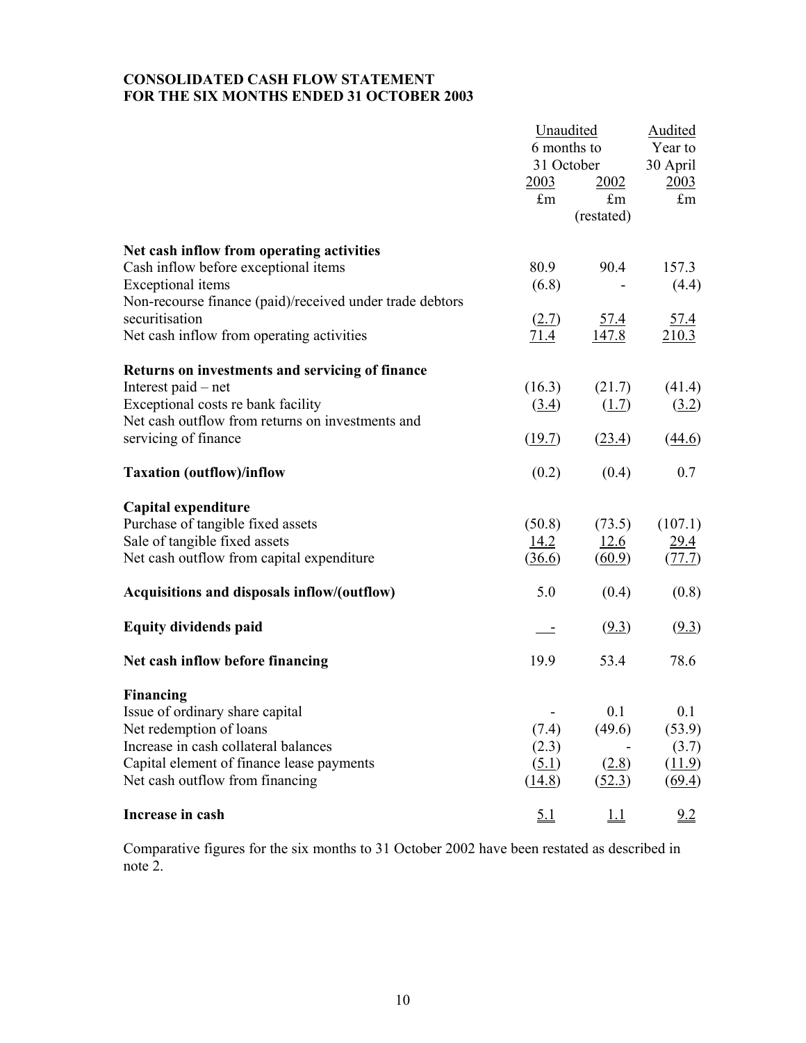**CONSOLIDATED CASH FLOW STATEMENT**
**FOR THE SIX MONTHS ENDED 31 OCTOBER 2003**

| | Unaudited 6 months to 31 October 2003 £m | Unaudited 6 months to 31 October 2002 £m (restated) | Audited Year to 30 April 2003 £m |
|---|---|---|---|
| **Net cash inflow from operating activities** | | | |
| Cash inflow before exceptional items | 80.9 | 90.4 | 157.3 |
| Exceptional items | (6.8) | - | (4.4) |
| Non-recourse finance (paid)/received under trade debtors securitisation | (2.7) | 57.4 | 57.4 |
| Net cash inflow from operating activities | 71.4 | 147.8 | 210.3 |
| **Returns on investments and servicing of finance** | | | |
| Interest paid – net | (16.3) | (21.7) | (41.4) |
| Exceptional costs re bank facility | (3.4) | (1.7) | (3.2) |
| Net cash outflow from returns on investments and servicing of finance | (19.7) | (23.4) | (44.6) |
| **Taxation (outflow)/inflow** | (0.2) | (0.4) | 0.7 |
| **Capital expenditure** | | | |
| Purchase of tangible fixed assets | (50.8) | (73.5) | (107.1) |
| Sale of tangible fixed assets | 14.2 | 12.6 | 29.4 |
| Net cash outflow from capital expenditure | (36.6) | (60.9) | (77.7) |
| **Acquisitions and disposals inflow/(outflow)** | 5.0 | (0.4) | (0.8) |
| **Equity dividends paid** | - | (9.3) | (9.3) |
| **Net cash inflow before financing** | 19.9 | 53.4 | 78.6 |
| **Financing** | | | |
| Issue of ordinary share capital | - | 0.1 | 0.1 |
| Net redemption of loans | (7.4) | (49.6) | (53.9) |
| Increase in cash collateral balances | (2.3) | - | (3.7) |
| Capital element of finance lease payments | (5.1) | (2.8) | (11.9) |
| Net cash outflow from financing | (14.8) | (52.3) | (69.4) |
| **Increase in cash** | 5.1 | 1.1 | 9.2 |

Comparative figures for the six months to 31 October 2002 have been restated as described in note 2.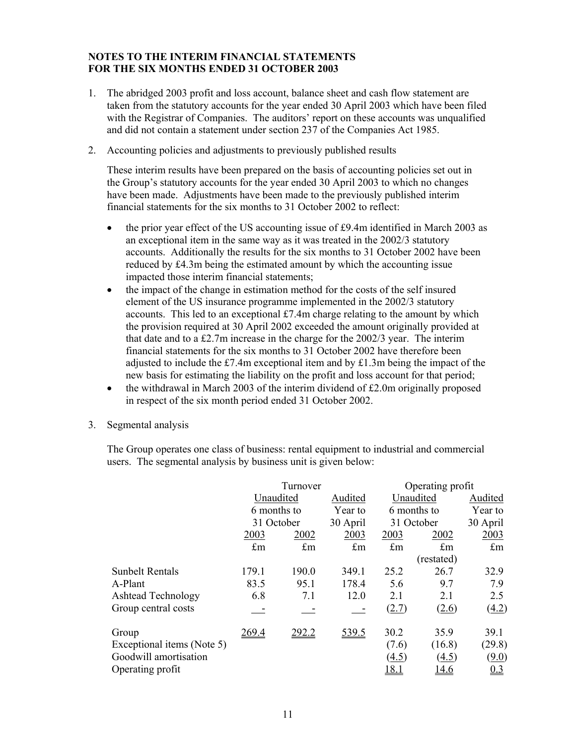**NOTES TO THE INTERIM FINANCIAL STATEMENTS**
**FOR THE SIX MONTHS ENDED 31 OCTOBER 2003**

1. The abridged 2003 profit and loss account, balance sheet and cash flow statement are taken from the statutory accounts for the year ended 30 April 2003 which have been filed with the Registrar of Companies. The auditors' report on these accounts was unqualified and did not contain a statement under section 237 of the Companies Act 1985.

2. Accounting policies and adjustments to previously published results

   These interim results have been prepared on the basis of accounting policies set out in the Group's statutory accounts for the year ended 30 April 2003 to which no changes have been made. Adjustments have been made to the previously published interim financial statements for the six months to 31 October 2002 to reflect:

   - the prior year effect of the US accounting issue of £9.4m identified in March 2003 as an exceptional item in the same way as it was treated in the 2002/3 statutory accounts. Additionally the results for the six months to 31 October 2002 have been reduced by £4.3m being the estimated amount by which the accounting issue impacted those interim financial statements;
   - the impact of the change in estimation method for the costs of the self insured element of the US insurance programme implemented in the 2002/3 statutory accounts. This led to an exceptional £7.4m charge relating to the amount by which the provision required at 30 April 2002 exceeded the amount originally provided at that date and to a £2.7m increase in the charge for the 2002/3 year. The interim financial statements for the six months to 31 October 2002 have therefore been adjusted to include the £7.4m exceptional item and by £1.3m being the impact of the new basis for estimating the liability on the profit and loss account for that period;
   - the withdrawal in March 2003 of the interim dividend of £2.0m originally proposed in respect of the six month period ended 31 October 2002.

3. Segmental analysis

   The Group operates one class of business: rental equipment to industrial and commercial users. The segmental analysis by business unit is given below:

| | Turnover | | | Operating profit | | |
|---|---|---|---|---|---|---|
| | Unaudited 6 months to 31 October | | Audited Year to 30 April | Unaudited 6 months to 31 October | | Audited Year to 30 April |
| | 2003 | 2002 | 2003 | 2003 | 2002 | 2003 |
| | £m | £m | £m | £m | £m (restated) | £m |
| Sunbelt Rentals | 179.1 | 190.0 | 349.1 | 25.2 | 26.7 | 32.9 |
| A-Plant | 83.5 | 95.1 | 178.4 | 5.6 | 9.7 | 7.9 |
| Ashtead Technology | 6.8 | 7.1 | 12.0 | 2.1 | 2.1 | 2.5 |
| Group central costs | - | - | - | (2.7) | (2.6) | (4.2) |
| Group | 269.4 | 292.2 | 539.5 | 30.2 | 35.9 | 39.1 |
| Exceptional items (Note 5) | | | | (7.6) | (16.8) | (29.8) |
| Goodwill amortisation | | | | (4.5) | (4.5) | (9.0) |
| Operating profit | | | | 18.1 | 14.6 | 0.3 |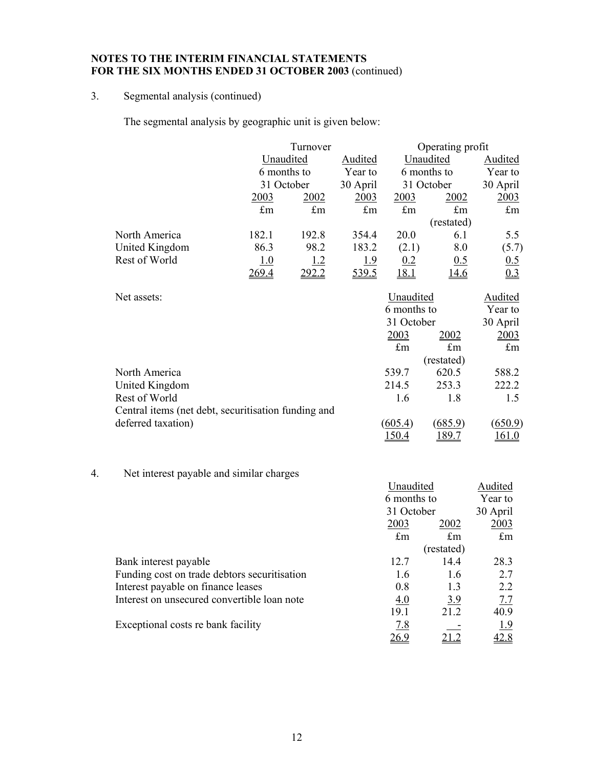**NOTES TO THE INTERIM FINANCIAL STATEMENTS**
**FOR THE SIX MONTHS ENDED 31 OCTOBER 2003** (continued)

3. Segmental analysis (continued)

The segmental analysis by geographic unit is given below:

| | Turnover | | | Operating profit | | |
|---|---|---|---|---|---|---|
| | Unaudited 6 months to 31 October | | Audited Year to 30 April | Unaudited 6 months to 31 October | | Audited Year to 30 April |
| | 2003 | 2002 | 2003 | 2003 | 2002 | 2003 |
| | £m | £m | £m | £m | £m (restated) | £m |
| North America | 182.1 | 192.8 | 354.4 | 20.0 | 6.1 | 5.5 |
| United Kingdom | 86.3 | 98.2 | 183.2 | (2.1) | 8.0 | (5.7) |
| Rest of World | 1.0 | 1.2 | 1.9 | 0.2 | 0.5 | 0.5 |
| | 269.4 | 292.2 | 539.5 | 18.1 | 14.6 | 0.3 |

| Net assets: | Unaudited 6 months to 31 October | | Audited Year to 30 April |
|---|---|---|---|
| | 2003 | 2002 | 2003 |
| | £m | £m (restated) | £m |
| North America | 539.7 | 620.5 | 588.2 |
| United Kingdom | 214.5 | 253.3 | 222.2 |
| Rest of World | 1.6 | 1.8 | 1.5 |
| Central items (net debt, securitisation funding and deferred taxation) | (605.4) | (685.9) | (650.9) |
| | 150.4 | 189.7 | 161.0 |

4. Net interest payable and similar charges

| | Unaudited 6 months to 31 October | | Audited Year to 30 April |
|---|---|---|---|
| | 2003 | 2002 | 2003 |
| | £m | £m (restated) | £m |
| Bank interest payable | 12.7 | 14.4 | 28.3 |
| Funding cost on trade debtors securitisation | 1.6 | 1.6 | 2.7 |
| Interest payable on finance leases | 0.8 | 1.3 | 2.2 |
| Interest on unsecured convertible loan note | 4.0 | 3.9 | 7.7 |
| | 19.1 | 21.2 | 40.9 |
| Exceptional costs re bank facility | 7.8 | - | 1.9 |
| | 26.9 | 21.2 | 42.8 |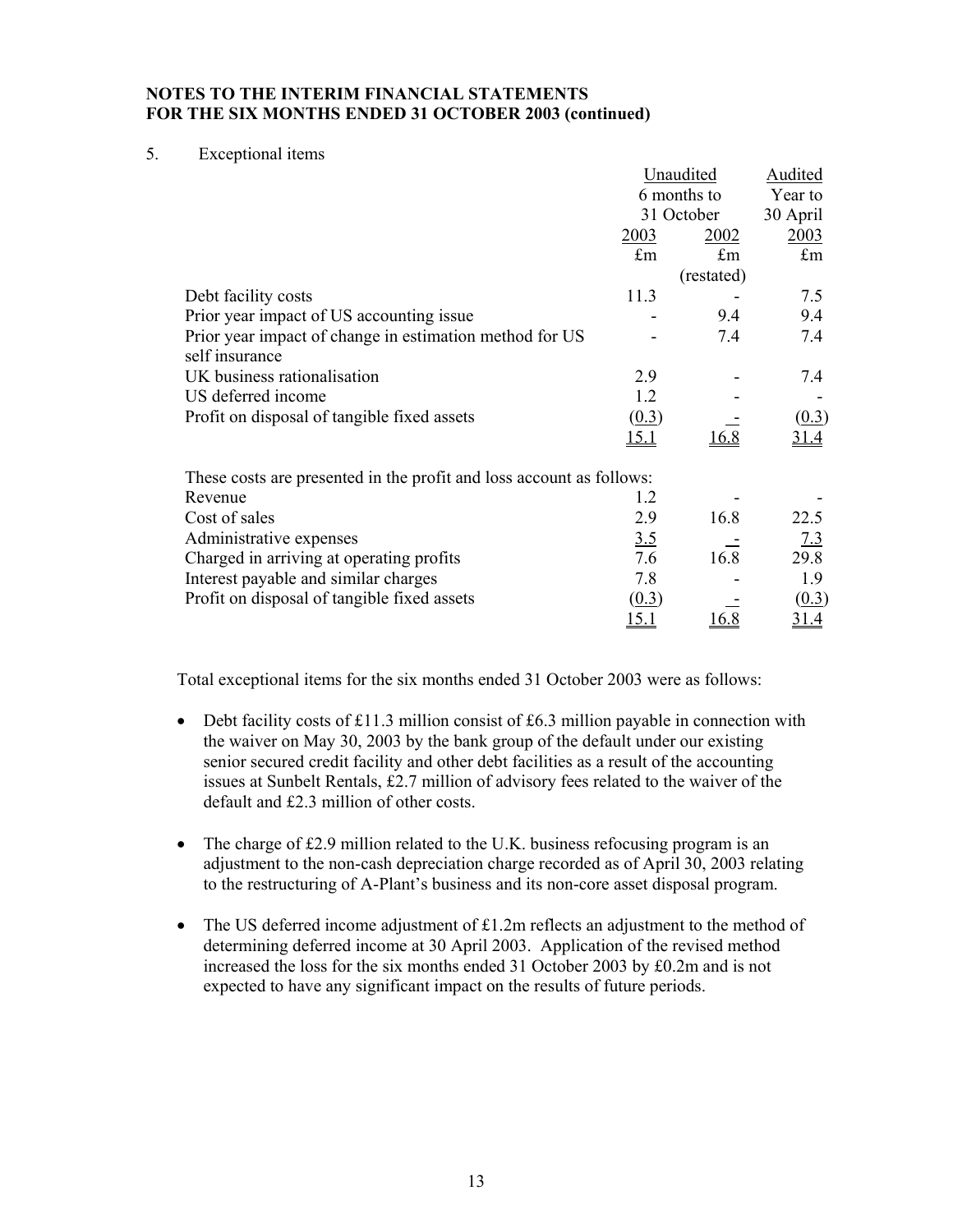**NOTES TO THE INTERIM FINANCIAL STATEMENTS**
**FOR THE SIX MONTHS ENDED 31 OCTOBER 2003 (continued)**

5. Exceptional items

| | Unaudited | | Audited |
|---|---|---|---|
| | 6 months to | | Year to |
| | 31 October | | 30 April |
| | 2003 | 2002 | 2003 |
| | £m | £m (restated) | £m |
| Debt facility costs | 11.3 | - | 7.5 |
| Prior year impact of US accounting issue | - | 9.4 | 9.4 |
| Prior year impact of change in estimation method for US self insurance | - | 7.4 | 7.4 |
| UK business rationalisation | 2.9 | - | 7.4 |
| US deferred income | 1.2 | - | - |
| Profit on disposal of tangible fixed assets | (0.3) | - | (0.3) |
| | 15.1 | 16.8 | 31.4 |
| These costs are presented in the profit and loss account as follows: | | | |
| Revenue | 1.2 | - | - |
| Cost of sales | 2.9 | 16.8 | 22.5 |
| Administrative expenses | 3.5 | - | 7.3 |
| Charged in arriving at operating profits | 7.6 | 16.8 | 29.8 |
| Interest payable and similar charges | 7.8 | - | 1.9 |
| Profit on disposal of tangible fixed assets | (0.3) | - | (0.3) |
| | 15.1 | 16.8 | 31.4 |

Total exceptional items for the six months ended 31 October 2003 were as follows:

- Debt facility costs of £11.3 million consist of £6.3 million payable in connection with the waiver on May 30, 2003 by the bank group of the default under our existing senior secured credit facility and other debt facilities as a result of the accounting issues at Sunbelt Rentals, £2.7 million of advisory fees related to the waiver of the default and £2.3 million of other costs.

- The charge of £2.9 million related to the U.K. business refocusing program is an adjustment to the non-cash depreciation charge recorded as of April 30, 2003 relating to the restructuring of A-Plant's business and its non-core asset disposal program.

- The US deferred income adjustment of £1.2m reflects an adjustment to the method of determining deferred income at 30 April 2003. Application of the revised method increased the loss for the six months ended 31 October 2003 by £0.2m and is not expected to have any significant impact on the results of future periods.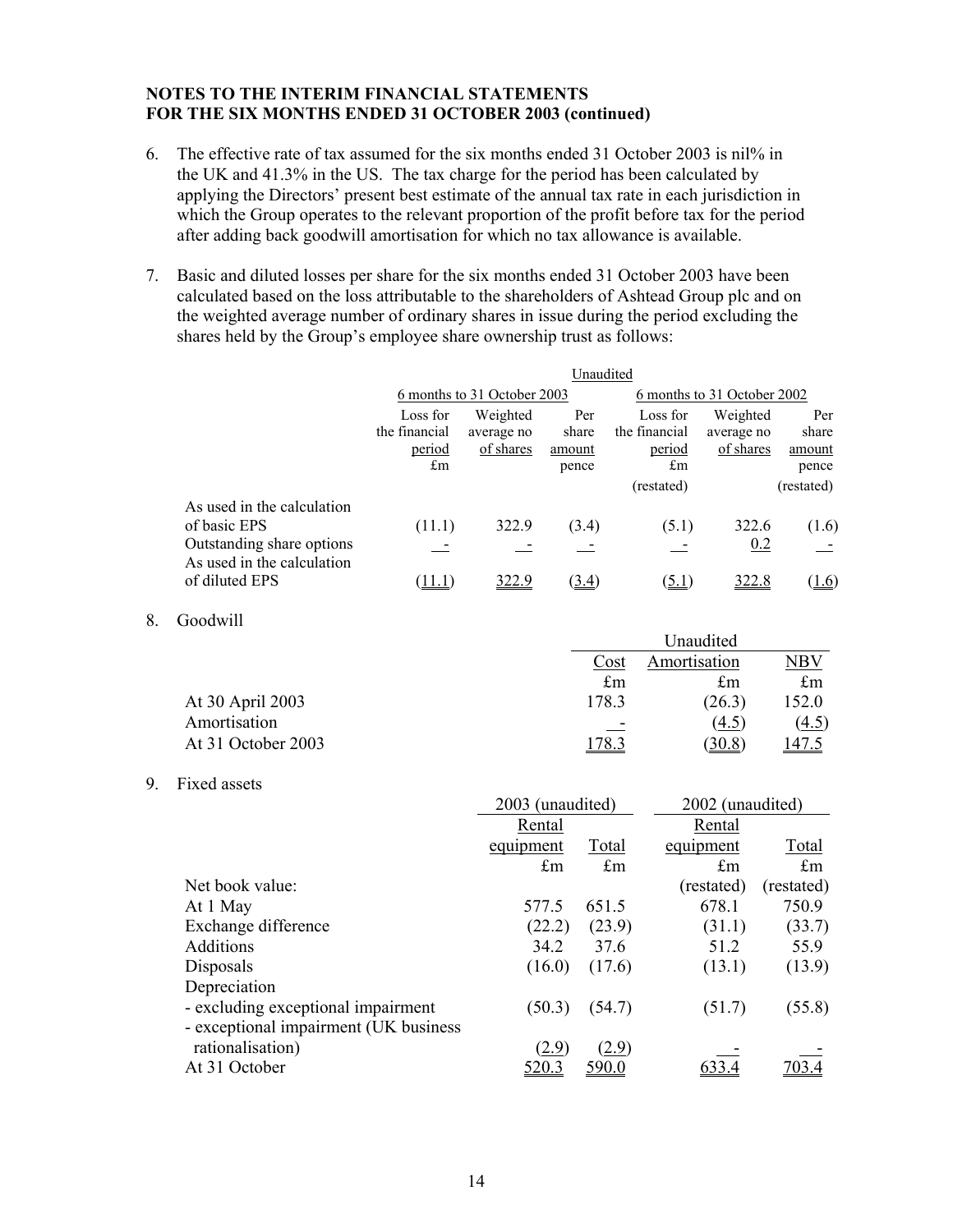**NOTES TO THE INTERIM FINANCIAL STATEMENTS**
**FOR THE SIX MONTHS ENDED 31 OCTOBER 2003 (continued)**

6. The effective rate of tax assumed for the six months ended 31 October 2003 is nil% in the UK and 41.3% in the US. The tax charge for the period has been calculated by applying the Directors' present best estimate of the annual tax rate in each jurisdiction in which the Group operates to the relevant proportion of the profit before tax for the period after adding back goodwill amortisation for which no tax allowance is available.

7. Basic and diluted losses per share for the six months ended 31 October 2003 have been calculated based on the loss attributable to the shareholders of Ashtead Group plc and on the weighted average number of ordinary shares in issue during the period excluding the shares held by the Group's employee share ownership trust as follows:

| | Unaudited | | | | | |
|---|---|---|---|---|---|---|
| | 6 months to 31 October 2003 | | | 6 months to 31 October 2002 | | |
| | Loss for the financial period £m | Weighted average no of shares | Per share amount pence | Loss for the financial period £m (restated) | Weighted average no of shares | Per share amount pence (restated) |
| As used in the calculation of basic EPS | (11.1) | 322.9 | (3.4) | (5.1) | 322.6 | (1.6) |
| Outstanding share options | - | - | - | - | 0.2 | - |
| As used in the calculation of diluted EPS | (11.1) | 322.9 | (3.4) | (5.1) | 322.8 | (1.6) |

8. Goodwill

| | Unaudited | | |
|---|---|---|---|
| | Cost £m | Amortisation £m | NBV £m |
| At 30 April 2003 | 178.3 | (26.3) | 152.0 |
| Amortisation | - | (4.5) | (4.5) |
| At 31 October 2003 | 178.3 | (30.8) | 147.5 |

9. Fixed assets

| | 2003 (unaudited) | | 2002 (unaudited) | |
|---|---|---|---|---|
| | Rental equipment £m | Total £m | Rental equipment £m | Total £m |
| Net book value: | | | (restated) | (restated) |
| At 1 May | 577.5 | 651.5 | 678.1 | 750.9 |
| Exchange difference | (22.2) | (23.9) | (31.1) | (33.7) |
| Additions | 34.2 | 37.6 | 51.2 | 55.9 |
| Disposals | (16.0) | (17.6) | (13.1) | (13.9) |
| Depreciation | | | | |
| - excluding exceptional impairment | (50.3) | (54.7) | (51.7) | (55.8) |
| - exceptional impairment (UK business rationalisation) | (2.9) | (2.9) | - | - |
| At 31 October | 520.3 | 590.0 | 633.4 | 703.4 |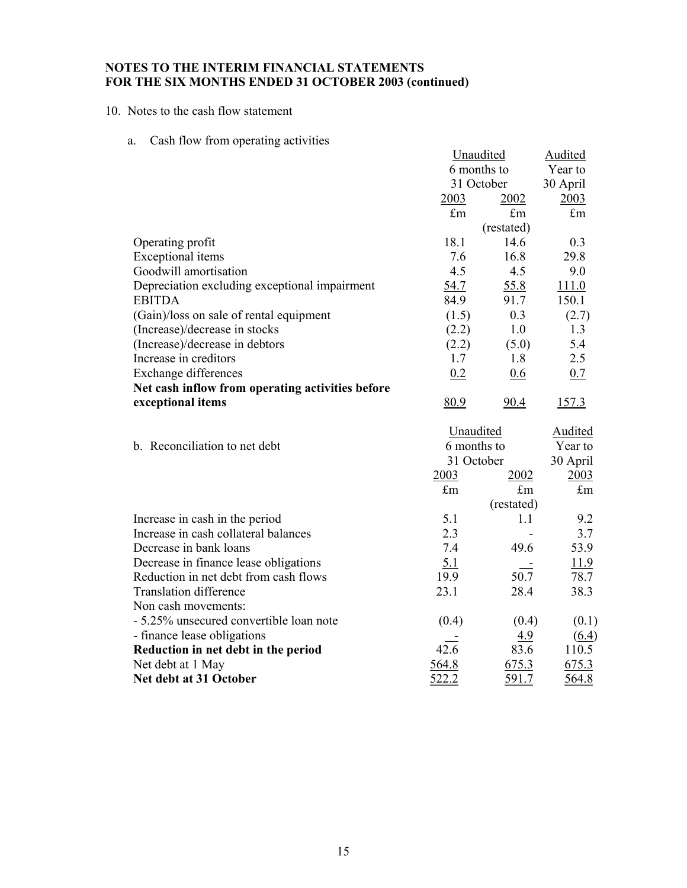**NOTES TO THE INTERIM FINANCIAL STATEMENTS**
**FOR THE SIX MONTHS ENDED 31 OCTOBER 2003 (continued)**

10. Notes to the cash flow statement

a. Cash flow from operating activities

| | Unaudited 6 months to 31 October | | Audited Year to 30 April |
|---|---|---|---|
| | 2003 | 2002 | 2003 |
| | £m | £m (restated) | £m |
| Operating profit | 18.1 | 14.6 | 0.3 |
| Exceptional items | 7.6 | 16.8 | 29.8 |
| Goodwill amortisation | 4.5 | 4.5 | 9.0 |
| Depreciation excluding exceptional impairment | 54.7 | 55.8 | 111.0 |
| EBITDA | 84.9 | 91.7 | 150.1 |
| (Gain)/loss on sale of rental equipment | (1.5) | 0.3 | (2.7) |
| (Increase)/decrease in stocks | (2.2) | 1.0 | 1.3 |
| (Increase)/decrease in debtors | (2.2) | (5.0) | 5.4 |
| Increase in creditors | 1.7 | 1.8 | 2.5 |
| Exchange differences | 0.2 | 0.6 | 0.7 |
| **Net cash inflow from operating activities before exceptional items** | 80.9 | 90.4 | 157.3 |

b. Reconciliation to net debt

| | Unaudited 6 months to 31 October | | Audited Year to 30 April |
|---|---|---|---|
| | 2003 | 2002 | 2003 |
| | £m | £m (restated) | £m |
| Increase in cash in the period | 5.1 | 1.1 | 9.2 |
| Increase in cash collateral balances | 2.3 | - | 3.7 |
| Decrease in bank loans | 7.4 | 49.6 | 53.9 |
| Decrease in finance lease obligations | 5.1 | - | 11.9 |
| Reduction in net debt from cash flows | 19.9 | 50.7 | 78.7 |
| Translation difference | 23.1 | 28.4 | 38.3 |
| Non cash movements: | | | |
| - 5.25% unsecured convertible loan note | (0.4) | (0.4) | (0.1) |
| - finance lease obligations | - | 4.9 | (6.4) |
| **Reduction in net debt in the period** | 42.6 | 83.6 | 110.5 |
| Net debt at 1 May | 564.8 | 675.3 | 675.3 |
| **Net debt at 31 October** | 522.2 | 591.7 | 564.8 |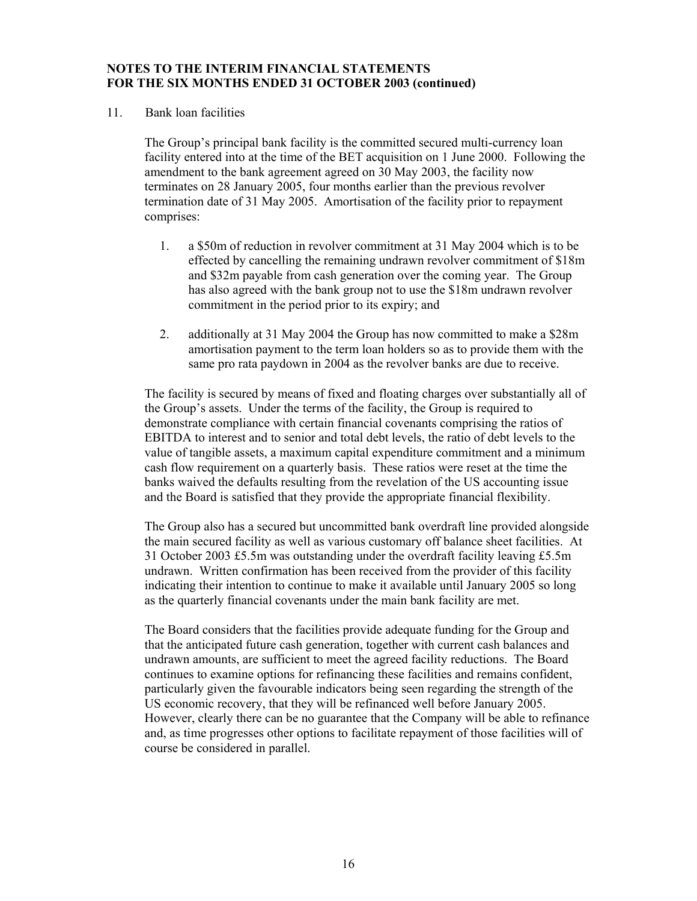**NOTES TO THE INTERIM FINANCIAL STATEMENTS**
**FOR THE SIX MONTHS ENDED 31 OCTOBER 2003 (continued)**

11. Bank loan facilities

The Group's principal bank facility is the committed secured multi-currency loan facility entered into at the time of the BET acquisition on 1 June 2000. Following the amendment to the bank agreement agreed on 30 May 2003, the facility now terminates on 28 January 2005, four months earlier than the previous revolver termination date of 31 May 2005. Amortisation of the facility prior to repayment comprises:

1. a \$50m of reduction in revolver commitment at 31 May 2004 which is to be effected by cancelling the remaining undrawn revolver commitment of \$18m and \$32m payable from cash generation over the coming year. The Group has also agreed with the bank group not to use the \$18m undrawn revolver commitment in the period prior to its expiry; and

2. additionally at 31 May 2004 the Group has now committed to make a \$28m amortisation payment to the term loan holders so as to provide them with the same pro rata paydown in 2004 as the revolver banks are due to receive.

The facility is secured by means of fixed and floating charges over substantially all of the Group's assets. Under the terms of the facility, the Group is required to demonstrate compliance with certain financial covenants comprising the ratios of EBITDA to interest and to senior and total debt levels, the ratio of debt levels to the value of tangible assets, a maximum capital expenditure commitment and a minimum cash flow requirement on a quarterly basis. These ratios were reset at the time the banks waived the defaults resulting from the revelation of the US accounting issue and the Board is satisfied that they provide the appropriate financial flexibility.

The Group also has a secured but uncommitted bank overdraft line provided alongside the main secured facility as well as various customary off balance sheet facilities. At 31 October 2003 £5.5m was outstanding under the overdraft facility leaving £5.5m undrawn. Written confirmation has been received from the provider of this facility indicating their intention to continue to make it available until January 2005 so long as the quarterly financial covenants under the main bank facility are met.

The Board considers that the facilities provide adequate funding for the Group and that the anticipated future cash generation, together with current cash balances and undrawn amounts, are sufficient to meet the agreed facility reductions. The Board continues to examine options for refinancing these facilities and remains confident, particularly given the favourable indicators being seen regarding the strength of the US economic recovery, that they will be refinanced well before January 2005. However, clearly there can be no guarantee that the Company will be able to refinance and, as time progresses other options to facilitate repayment of those facilities will of course be considered in parallel.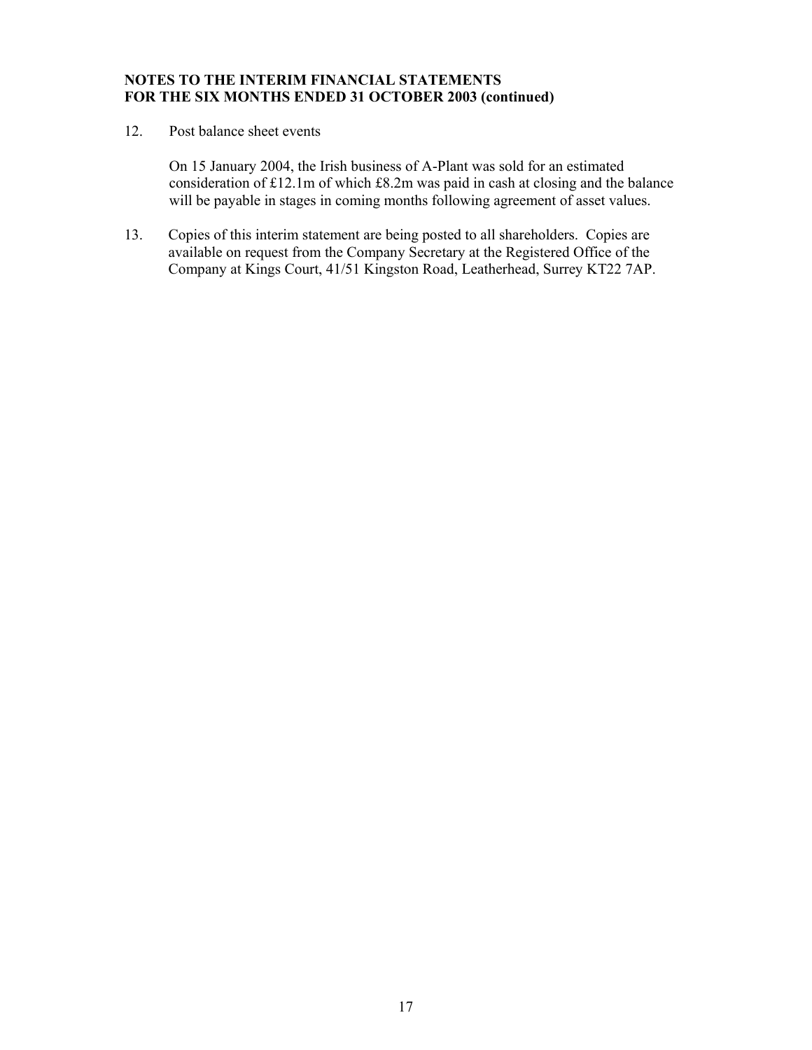**NOTES TO THE INTERIM FINANCIAL STATEMENTS**
**FOR THE SIX MONTHS ENDED 31 OCTOBER 2003 (continued)**

12. Post balance sheet events

    On 15 January 2004, the Irish business of A-Plant was sold for an estimated consideration of £12.1m of which £8.2m was paid in cash at closing and the balance will be payable in stages in coming months following agreement of asset values.

13. Copies of this interim statement are being posted to all shareholders. Copies are available on request from the Company Secretary at the Registered Office of the Company at Kings Court, 41/51 Kingston Road, Leatherhead, Surrey KT22 7AP.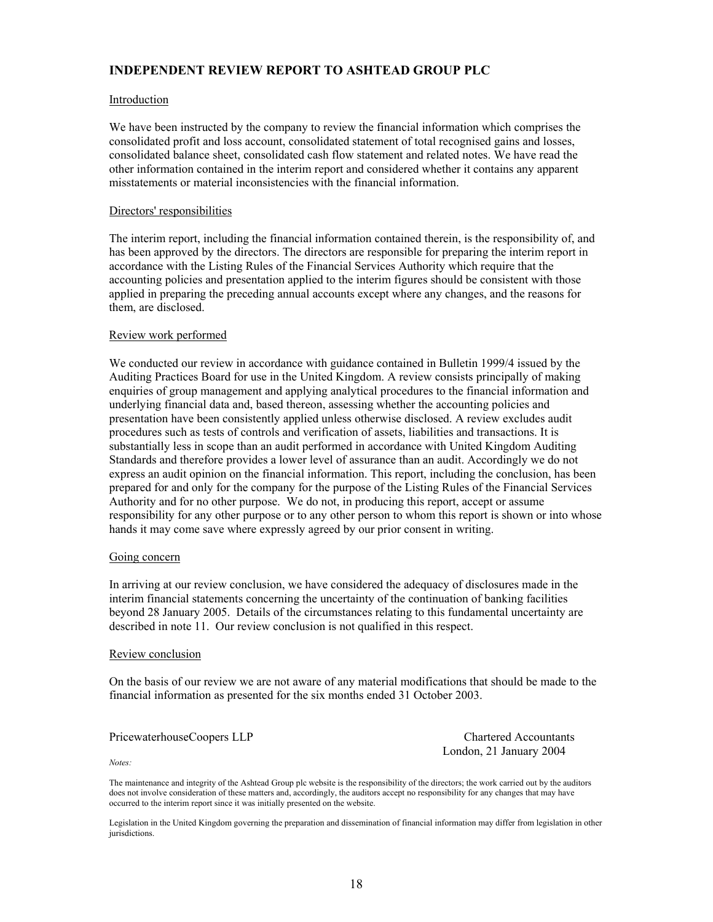## INDEPENDENT REVIEW REPORT TO ASHTEAD GROUP PLC

### Introduction

We have been instructed by the company to review the financial information which comprises the consolidated profit and loss account, consolidated statement of total recognised gains and losses, consolidated balance sheet, consolidated cash flow statement and related notes. We have read the other information contained in the interim report and considered whether it contains any apparent misstatements or material inconsistencies with the financial information.

### Directors' responsibilities

The interim report, including the financial information contained therein, is the responsibility of, and has been approved by the directors. The directors are responsible for preparing the interim report in accordance with the Listing Rules of the Financial Services Authority which require that the accounting policies and presentation applied to the interim figures should be consistent with those applied in preparing the preceding annual accounts except where any changes, and the reasons for them, are disclosed.

### Review work performed

We conducted our review in accordance with guidance contained in Bulletin 1999/4 issued by the Auditing Practices Board for use in the United Kingdom. A review consists principally of making enquiries of group management and applying analytical procedures to the financial information and underlying financial data and, based thereon, assessing whether the accounting policies and presentation have been consistently applied unless otherwise disclosed. A review excludes audit procedures such as tests of controls and verification of assets, liabilities and transactions. It is substantially less in scope than an audit performed in accordance with United Kingdom Auditing Standards and therefore provides a lower level of assurance than an audit. Accordingly we do not express an audit opinion on the financial information. This report, including the conclusion, has been prepared for and only for the company for the purpose of the Listing Rules of the Financial Services Authority and for no other purpose. We do not, in producing this report, accept or assume responsibility for any other purpose or to any other person to whom this report is shown or into whose hands it may come save where expressly agreed by our prior consent in writing.

### Going concern

In arriving at our review conclusion, we have considered the adequacy of disclosures made in the interim financial statements concerning the uncertainty of the continuation of banking facilities beyond 28 January 2005. Details of the circumstances relating to this fundamental uncertainty are described in note 11. Our review conclusion is not qualified in this respect.

### Review conclusion

On the basis of our review we are not aware of any material modifications that should be made to the financial information as presented for the six months ended 31 October 2003.

PricewaterhouseCoopers LLP

Chartered Accountants
London, 21 January 2004

*Notes:*

The maintenance and integrity of the Ashtead Group plc website is the responsibility of the directors; the work carried out by the auditors does not involve consideration of these matters and, accordingly, the auditors accept no responsibility for any changes that may have occurred to the interim report since it was initially presented on the website.

Legislation in the United Kingdom governing the preparation and dissemination of financial information may differ from legislation in other jurisdictions.